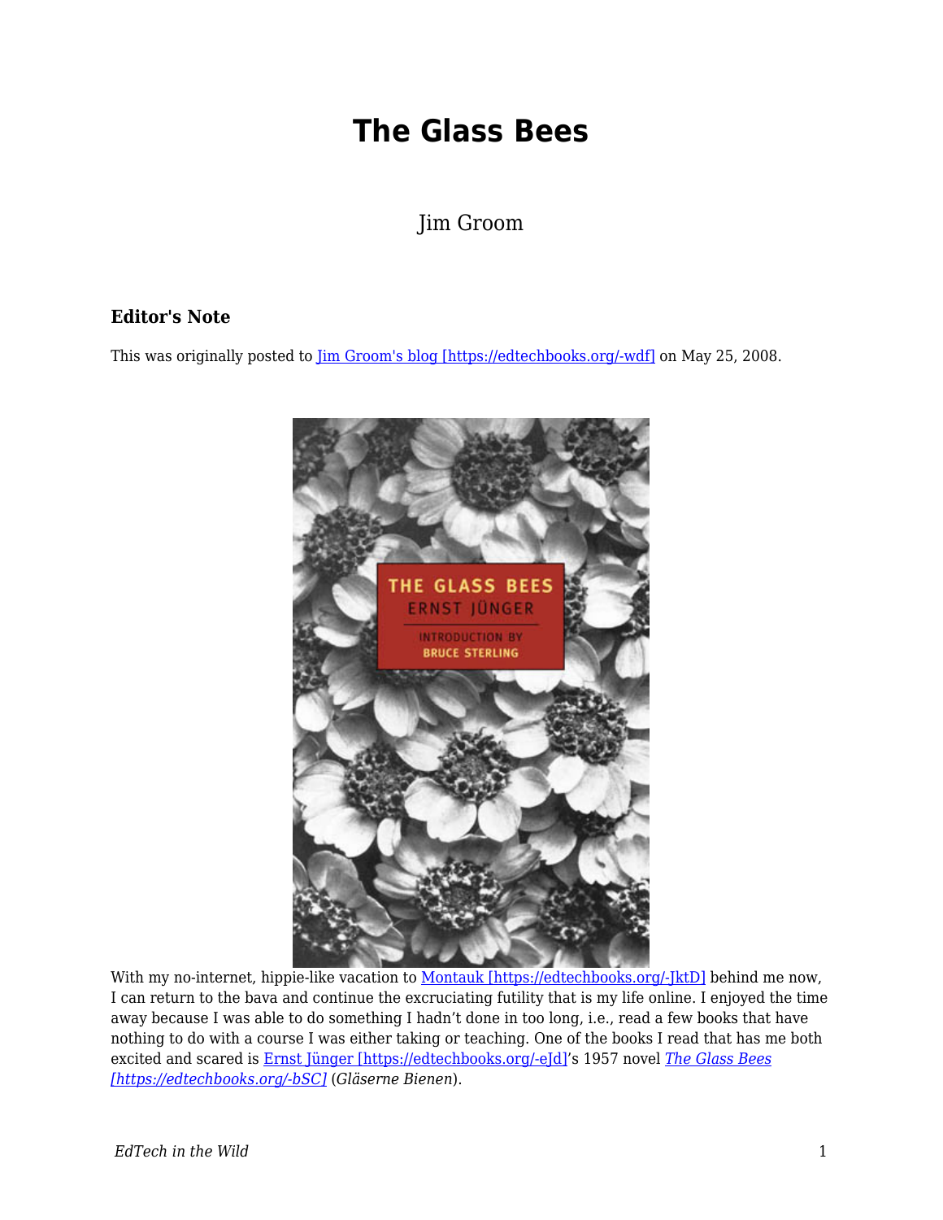# The Glass Bees

Jim Groom

### Editor's Note

This was originally posted to [Jim Groom's blog [https://edtechbooks.org/-wdf]](https://edtechbooks.org/-wdf) on May 25, 2008.

With my no-internet, hippie-like vacation to [Montauk [https://edtechbooks.org/-JktD]](https://edtechbooks.org/-JktD) behind me now, I can return to the bava and continue the excruciating futility that is my life online. I enjoyed the time away because I was able to do something I hadn't done in too long, i.e., read a few books that have nothing to do with a course I was either taking or teaching. One of the books I read that has me both excited and scared is [Ernst Jünger [https://edtechbooks.org/-eJd]](https://edtechbooks.org/-eJd)'s 1957 novel [*The Glass Bees* [https://edtechbooks.org/-bSC]](https://edtechbooks.org/-bSC) (*Gläserne Bienen*).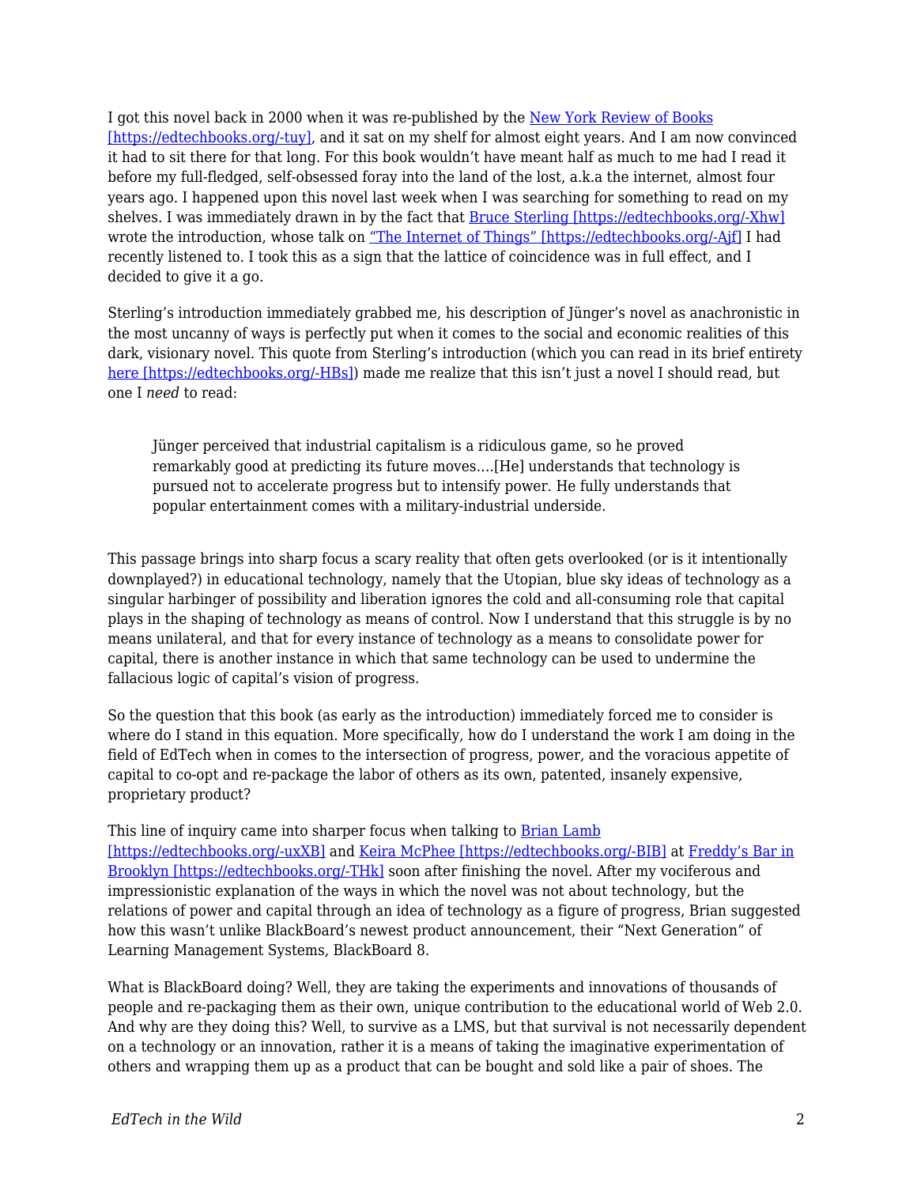I got this novel back in 2000 when it was re-published by the [New York Review of Books [https://edtechbooks.org/-tuy]](https://edtechbooks.org/-tuy), and it sat on my shelf for almost eight years. And I am now convinced it had to sit there for that long. For this book wouldn't have meant half as much to me had I read it before my full-fledged, self-obsessed foray into the land of the lost, a.k.a the internet, almost four years ago. I happened upon this novel last week when I was searching for something to read on my shelves. I was immediately drawn in by the fact that [Bruce Sterling [https://edtechbooks.org/-Xhw]](https://edtechbooks.org/-Xhw) wrote the introduction, whose talk on ["The Internet of Things" [https://edtechbooks.org/-Ajf]](https://edtechbooks.org/-Ajf) I had recently listened to. I took this as a sign that the lattice of coincidence was in full effect, and I decided to give it a go.

Sterling's introduction immediately grabbed me, his description of Jünger's novel as anachronistic in the most uncanny of ways is perfectly put when it comes to the social and economic realities of this dark, visionary novel. This quote from Sterling's introduction (which you can read in its brief entirety [here [https://edtechbooks.org/-HBs]](https://edtechbooks.org/-HBs)) made me realize that this isn't just a novel I should read, but one I *need* to read:

> Jünger perceived that industrial capitalism is a ridiculous game, so he proved remarkably good at predicting its future moves….[He] understands that technology is pursued not to accelerate progress but to intensify power. He fully understands that popular entertainment comes with a military-industrial underside.

This passage brings into sharp focus a scary reality that often gets overlooked (or is it intentionally downplayed?) in educational technology, namely that the Utopian, blue sky ideas of technology as a singular harbinger of possibility and liberation ignores the cold and all-consuming role that capital plays in the shaping of technology as means of control. Now I understand that this struggle is by no means unilateral, and that for every instance of technology as a means to consolidate power for capital, there is another instance in which that same technology can be used to undermine the fallacious logic of capital's vision of progress.

So the question that this book (as early as the introduction) immediately forced me to consider is where do I stand in this equation. More specifically, how do I understand the work I am doing in the field of EdTech when in comes to the intersection of progress, power, and the voracious appetite of capital to co-opt and re-package the labor of others as its own, patented, insanely expensive, proprietary product?

This line of inquiry came into sharper focus when talking to [Brian Lamb [https://edtechbooks.org/-uxXB]](https://edtechbooks.org/-uxXB) and [Keira McPhee [https://edtechbooks.org/-BIB]](https://edtechbooks.org/-BIB) at [Freddy's Bar in Brooklyn [https://edtechbooks.org/-THk]](https://edtechbooks.org/-THk) soon after finishing the novel. After my vociferous and impressionistic explanation of the ways in which the novel was not about technology, but the relations of power and capital through an idea of technology as a figure of progress, Brian suggested how this wasn't unlike BlackBoard's newest product announcement, their "Next Generation" of Learning Management Systems, BlackBoard 8.

What is BlackBoard doing? Well, they are taking the experiments and innovations of thousands of people and re-packaging them as their own, unique contribution to the educational world of Web 2.0. And why are they doing this? Well, to survive as a LMS, but that survival is not necessarily dependent on a technology or an innovation, rather it is a means of taking the imaginative experimentation of others and wrapping them up as a product that can be bought and sold like a pair of shoes. The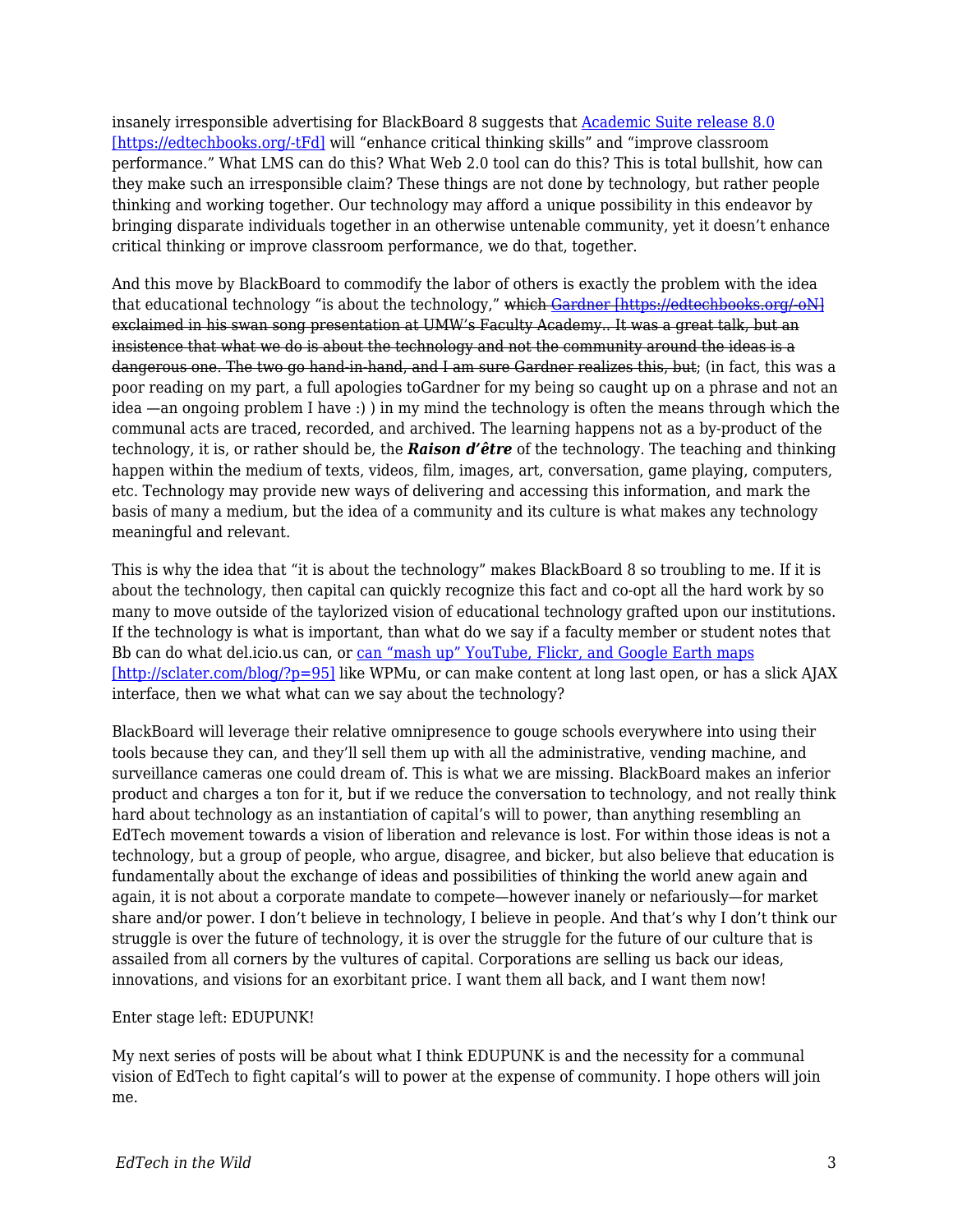insanely irresponsible advertising for BlackBoard 8 suggests that [Academic Suite release 8.0 [https://edtechbooks.org/-tFd]](https://edtechbooks.org/-tFd) will “enhance critical thinking skills” and “improve classroom performance.” What LMS can do this? What Web 2.0 tool can do this? This is total bullshit, how can they make such an irresponsible claim? These things are not done by technology, but rather people thinking and working together. Our technology may afford a unique possibility in this endeavor by bringing disparate individuals together in an otherwise untenable community, yet it doesn’t enhance critical thinking or improve classroom performance, we do that, together.

And this move by BlackBoard to commodify the labor of others is exactly the problem with the idea that educational technology “is about the technology,” ~~which [Gardner [https://edtechbooks.org/-oN]](https://edtechbooks.org/-oN) exclaimed in his swan song presentation at UMW’s Faculty Academy.. It was a great talk, but an insistence that what we do is about the technology and not the community around the ideas is a dangerous one. The two go hand-in-hand, and I am sure Gardner realizes this, but~~; (in fact, this was a poor reading on my part, a full apologies toGardner for my being so caught up on a phrase and not an idea —an ongoing problem I have :) ) in my mind the technology is often the means through which the communal acts are traced, recorded, and archived. The learning happens not as a by-product of the technology, it is, or rather should be, the ***Raison d’être*** of the technology. The teaching and thinking happen within the medium of texts, videos, film, images, art, conversation, game playing, computers, etc. Technology may provide new ways of delivering and accessing this information, and mark the basis of many a medium, but the idea of a community and its culture is what makes any technology meaningful and relevant.

This is why the idea that “it is about the technology” makes BlackBoard 8 so troubling to me. If it is about the technology, then capital can quickly recognize this fact and co-opt all the hard work by so many to move outside of the taylorized vision of educational technology grafted upon our institutions. If the technology is what is important, than what do we say if a faculty member or student notes that Bb can do what del.icio.us can, or [can “mash up” YouTube, Flickr, and Google Earth maps [http://sclater.com/blog/?p=95]](http://sclater.com/blog/?p=95) like WPMu, or can make content at long last open, or has a slick AJAX interface, then we what what can we say about the technology?

BlackBoard will leverage their relative omnipresence to gouge schools everywhere into using their tools because they can, and they’ll sell them up with all the administrative, vending machine, and surveillance cameras one could dream of. This is what we are missing. BlackBoard makes an inferior product and charges a ton for it, but if we reduce the conversation to technology, and not really think hard about technology as an instantiation of capital’s will to power, than anything resembling an EdTech movement towards a vision of liberation and relevance is lost. For within those ideas is not a technology, but a group of people, who argue, disagree, and bicker, but also believe that education is fundamentally about the exchange of ideas and possibilities of thinking the world anew again and again, it is not about a corporate mandate to compete—however inanely or nefariously—for market share and/or power. I don’t believe in technology, I believe in people. And that’s why I don’t think our struggle is over the future of technology, it is over the struggle for the future of our culture that is assailed from all corners by the vultures of capital. Corporations are selling us back our ideas, innovations, and visions for an exorbitant price. I want them all back, and I want them now!

Enter stage left: EDUPUNK!

My next series of posts will be about what I think EDUPUNK is and the necessity for a communal vision of EdTech to fight capital’s will to power at the expense of community. I hope others will join me.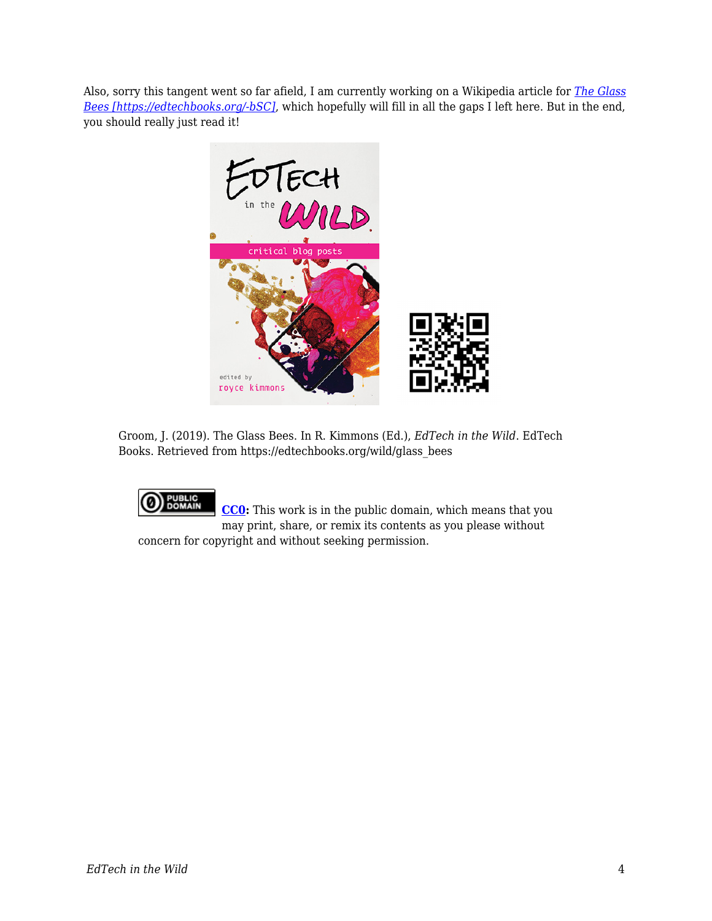Also, sorry this tangent went so far afield, I am currently working on a Wikipedia article for *The Glass Bees [https://edtechbooks.org/-bSC]*, which hopefully will fill in all the gaps I left here. But in the end, you should really just read it!

Groom, J. (2019). The Glass Bees. In R. Kimmons (Ed.), *EdTech in the Wild*. EdTech Books. Retrieved from https://edtechbooks.org/wild/glass_bees

**CC0:** This work is in the public domain, which means that you may print, share, or remix its contents as you please without concern for copyright and without seeking permission.